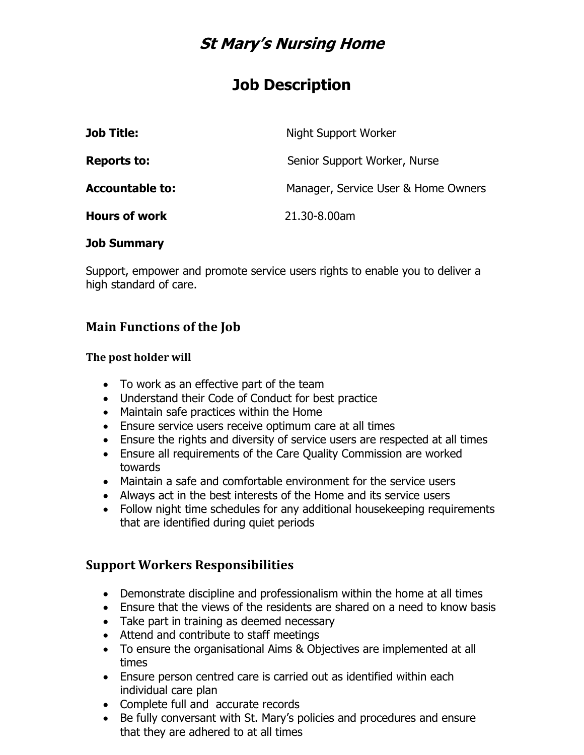# *St Mary's Nursing Home*

# Job Description

**Job Title:** Night Support Worker

**Reports to:** Senior Support Worker, Nurse

**Accountable to:** Manager, Service User & Home Owners

**Hours of work** 21.30-8.00am

**Job Summary**

Support, empower and promote service users rights to enable you to deliver a high standard of care.

## Main Functions of the Job

**The post holder will**

- To work as an effective part of the team
- Understand their Code of Conduct for best practice
- Maintain safe practices within the Home
- Ensure service users receive optimum care at all times
- Ensure the rights and diversity of service users are respected at all times
- Ensure all requirements of the Care Quality Commission are worked towards
- Maintain a safe and comfortable environment for the service users
- Always act in the best interests of the Home and its service users
- Follow night time schedules for any additional housekeeping requirements that are identified during quiet periods

## Support Workers Responsibilities

- Demonstrate discipline and professionalism within the home at all times
- Ensure that the views of the residents are shared on a need to know basis
- Take part in training as deemed necessary
- Attend and contribute to staff meetings
- To ensure the organisational Aims & Objectives are implemented at all times
- Ensure person centred care is carried out as identified within each individual care plan
- Complete full and accurate records
- Be fully conversant with St. Mary's policies and procedures and ensure that they are adhered to at all times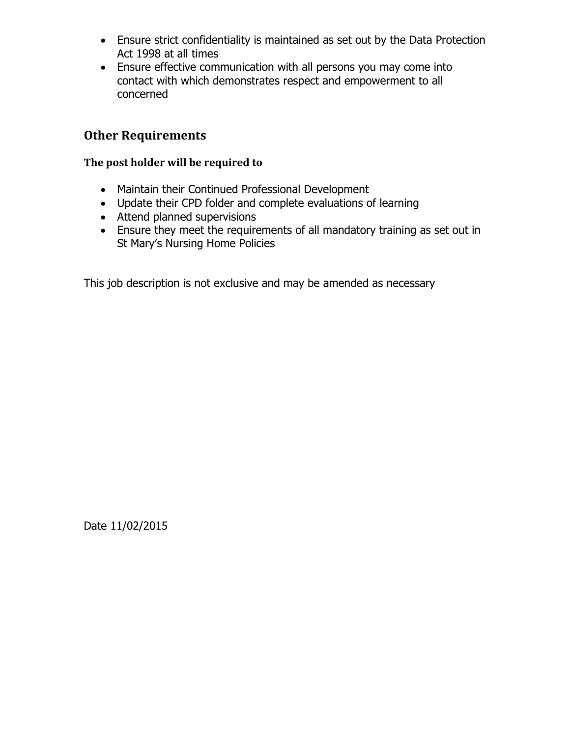- Ensure strict confidentiality is maintained as set out by the Data Protection Act 1998 at all times
- Ensure effective communication with all persons you may come into contact with which demonstrates respect and empowerment to all concerned

## Other Requirements

**The post holder will be required to**

- Maintain their Continued Professional Development
- Update their CPD folder and complete evaluations of learning
- Attend planned supervisions
- Ensure they meet the requirements of all mandatory training as set out in St Mary's Nursing Home Policies

This job description is not exclusive and may be amended as necessary

Date 11/02/2015